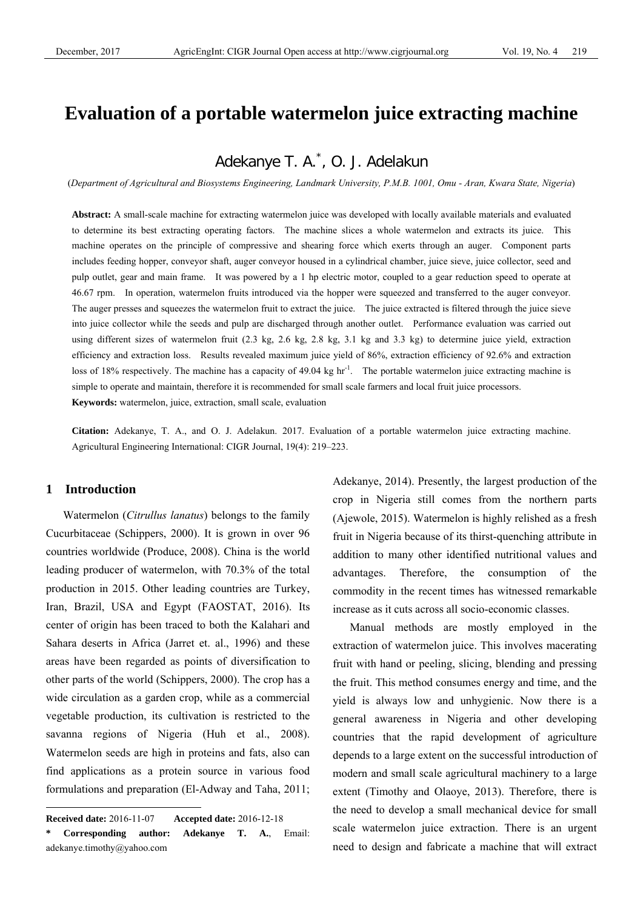# Evaluation of a portable watermelon juice extracting machine

Adekanye T. A.*, O. J. Adelakun

(*Department of Agricultural and Biosystems Engineering, Landmark University, P.M.B. 1001, Omu - Aran, Kwara State, Nigeria*)

**Abstract:** A small-scale machine for extracting watermelon juice was developed with locally available materials and evaluated to determine its best extracting operating factors. The machine slices a whole watermelon and extracts its juice. This machine operates on the principle of compressive and shearing force which exerts through an auger. Component parts includes feeding hopper, conveyor shaft, auger conveyor housed in a cylindrical chamber, juice sieve, juice collector, seed and pulp outlet, gear and main frame. It was powered by a 1 hp electric motor, coupled to a gear reduction speed to operate at 46.67 rpm. In operation, watermelon fruits introduced via the hopper were squeezed and transferred to the auger conveyor. The auger presses and squeezes the watermelon fruit to extract the juice. The juice extracted is filtered through the juice sieve into juice collector while the seeds and pulp are discharged through another outlet. Performance evaluation was carried out using different sizes of watermelon fruit (2.3 kg, 2.6 kg, 2.8 kg, 3.1 kg and 3.3 kg) to determine juice yield, extraction efficiency and extraction loss. Results revealed maximum juice yield of 86%, extraction efficiency of 92.6% and extraction loss of 18% respectively. The machine has a capacity of 49.04 kg hr$^{-1}$. The portable watermelon juice extracting machine is simple to operate and maintain, therefore it is recommended for small scale farmers and local fruit juice processors.

**Keywords:** watermelon, juice, extraction, small scale, evaluation

**Citation:** Adekanye, T. A., and O. J. Adelakun. 2017. Evaluation of a portable watermelon juice extracting machine. Agricultural Engineering International: CIGR Journal, 19(4): 219–223.

## 1 Introduction

Watermelon (*Citrullus lanatus*) belongs to the family Cucurbitaceae (Schippers, 2000). It is grown in over 96 countries worldwide (Produce, 2008). China is the world leading producer of watermelon, with 70.3% of the total production in 2015. Other leading countries are Turkey, Iran, Brazil, USA and Egypt (FAOSTAT, 2016). Its center of origin has been traced to both the Kalahari and Sahara deserts in Africa (Jarret et. al., 1996) and these areas have been regarded as points of diversification to other parts of the world (Schippers, 2000). The crop has a wide circulation as a garden crop, while as a commercial vegetable production, its cultivation is restricted to the savanna regions of Nigeria (Huh et al., 2008). Watermelon seeds are high in proteins and fats, also can find applications as a protein source in various food formulations and preparation (El-Adway and Taha, 2011; Adekanye, 2014). Presently, the largest production of the crop in Nigeria still comes from the northern parts (Ajewole, 2015). Watermelon is highly relished as a fresh fruit in Nigeria because of its thirst-quenching attribute in addition to many other identified nutritional values and advantages. Therefore, the consumption of the commodity in the recent times has witnessed remarkable increase as it cuts across all socio-economic classes.

Manual methods are mostly employed in the extraction of watermelon juice. This involves macerating fruit with hand or peeling, slicing, blending and pressing the fruit. This method consumes energy and time, and the yield is always low and unhygienic. Now there is a general awareness in Nigeria and other developing countries that the rapid development of agriculture depends to a large extent on the successful introduction of modern and small scale agricultural machinery to a large extent (Timothy and Olaoye, 2013). Therefore, there is the need to develop a small mechanical device for small scale watermelon juice extraction. There is an urgent need to design and fabricate a machine that will extract

---

**Received date:** 2016-11-07 **Accepted date:** 2016-12-18

**\* Corresponding author: Adekanye T. A.**, Email: adekanye.timothy@yahoo.com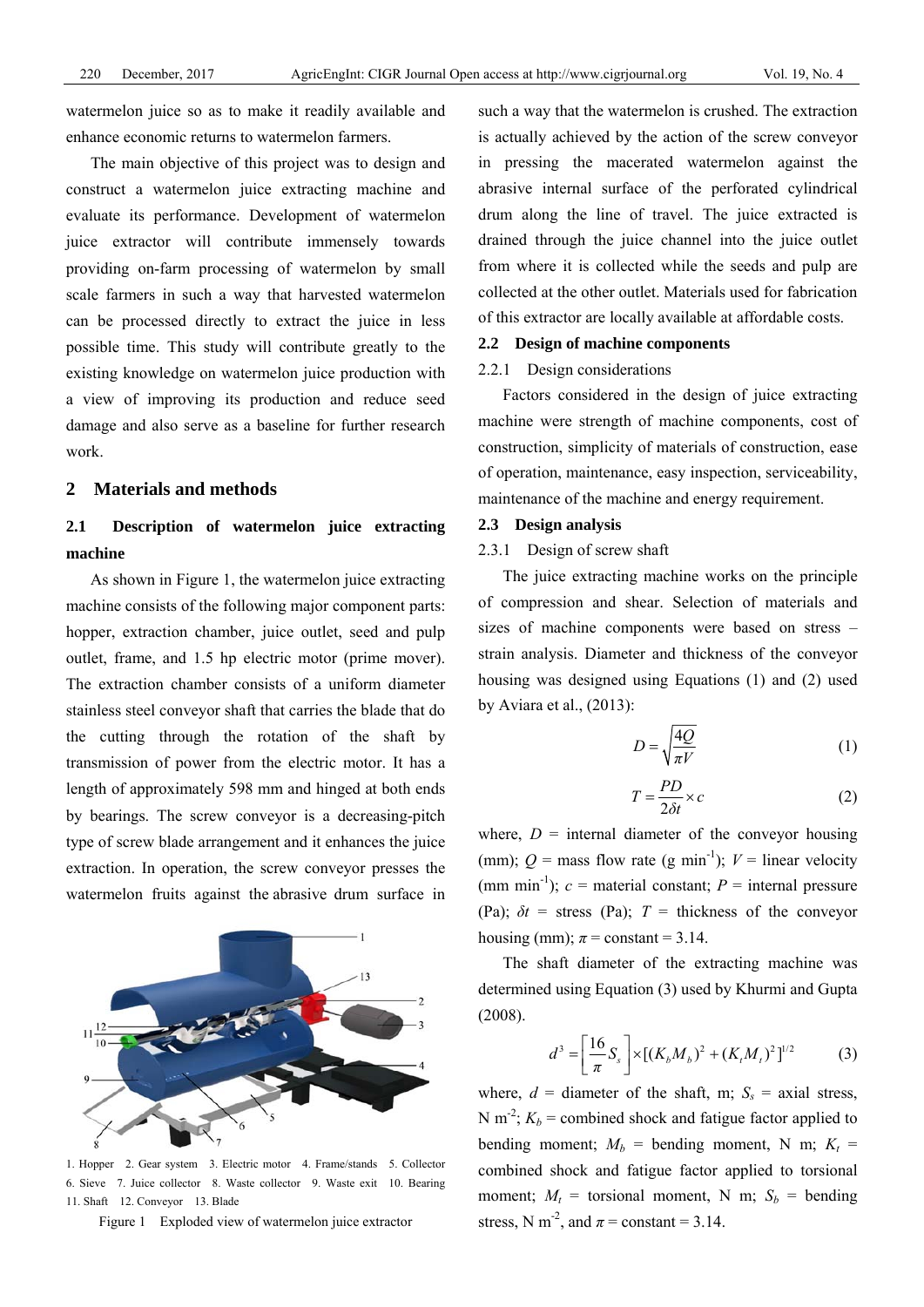watermelon juice so as to make it readily available and enhance economic returns to watermelon farmers.

The main objective of this project was to design and construct a watermelon juice extracting machine and evaluate its performance. Development of watermelon juice extractor will contribute immensely towards providing on-farm processing of watermelon by small scale farmers in such a way that harvested watermelon can be processed directly to extract the juice in less possible time. This study will contribute greatly to the existing knowledge on watermelon juice production with a view of improving its production and reduce seed damage and also serve as a baseline for further research work.

## 2 Materials and methods

### 2.1 Description of watermelon juice extracting machine

As shown in Figure 1, the watermelon juice extracting machine consists of the following major component parts: hopper, extraction chamber, juice outlet, seed and pulp outlet, frame, and 1.5 hp electric motor (prime mover). The extraction chamber consists of a uniform diameter stainless steel conveyor shaft that carries the blade that do the cutting through the rotation of the shaft by transmission of power from the electric motor. It has a length of approximately 598 mm and hinged at both ends by bearings. The screw conveyor is a decreasing-pitch type of screw blade arrangement and it enhances the juice extraction. In operation, the screw conveyor presses the watermelon fruits against the abrasive drum surface in such a way that the watermelon is crushed. The extraction is actually achieved by the action of the screw conveyor in pressing the macerated watermelon against the abrasive internal surface of the perforated cylindrical drum along the line of travel. The juice extracted is drained through the juice channel into the juice outlet from where it is collected while the seeds and pulp are collected at the other outlet. Materials used for fabrication of this extractor are locally available at affordable costs.

1\. Hopper 2. Gear system 3. Electric motor 4. Frame/stands 5. Collector 6. Sieve 7. Juice collector 8. Waste collector 9. Waste exit 10. Bearing 11. Shaft 12. Conveyor 13. Blade

Figure 1 Exploded view of watermelon juice extractor

### 2.2 Design of machine components

#### 2.2.1 Design considerations

Factors considered in the design of juice extracting machine were strength of machine components, cost of construction, simplicity of materials of construction, ease of operation, maintenance, easy inspection, serviceability, maintenance of the machine and energy requirement.

### 2.3 Design analysis

#### 2.3.1 Design of screw shaft

The juice extracting machine works on the principle of compression and shear. Selection of materials and sizes of machine components were based on stress – strain analysis. Diameter and thickness of the conveyor housing was designed using Equations (1) and (2) used by Aviara et al., (2013):

$$D = \sqrt{\frac{4Q}{\pi V}} \tag{1}$$

$$T = \frac{PD}{2\delta t} \times c \tag{2}$$

where, $D$ = internal diameter of the conveyor housing (mm); $Q$ = mass flow rate (g min$^{-1}$); $V$ = linear velocity (mm min$^{-1}$); $c$ = material constant; $P$ = internal pressure (Pa); $\delta t$ = stress (Pa); $T$ = thickness of the conveyor housing (mm); $\pi$ = constant = 3.14.

The shaft diameter of the extracting machine was determined using Equation (3) used by Khurmi and Gupta (2008).

$$d^3 = \left[\frac{16}{\pi} S_s\right] \times [(K_b M_b)^2 + (K_t M_t)^2]^{1/2} \tag{3}$$

where, $d$ = diameter of the shaft, m; $S_s$ = axial stress, N m$^{-2}$; $K_b$ = combined shock and fatigue factor applied to bending moment; $M_b$ = bending moment, N m; $K_t$ = combined shock and fatigue factor applied to torsional moment; $M_t$ = torsional moment, N m; $S_b$ = bending stress, N m$^{-2}$, and $\pi$ = constant = 3.14.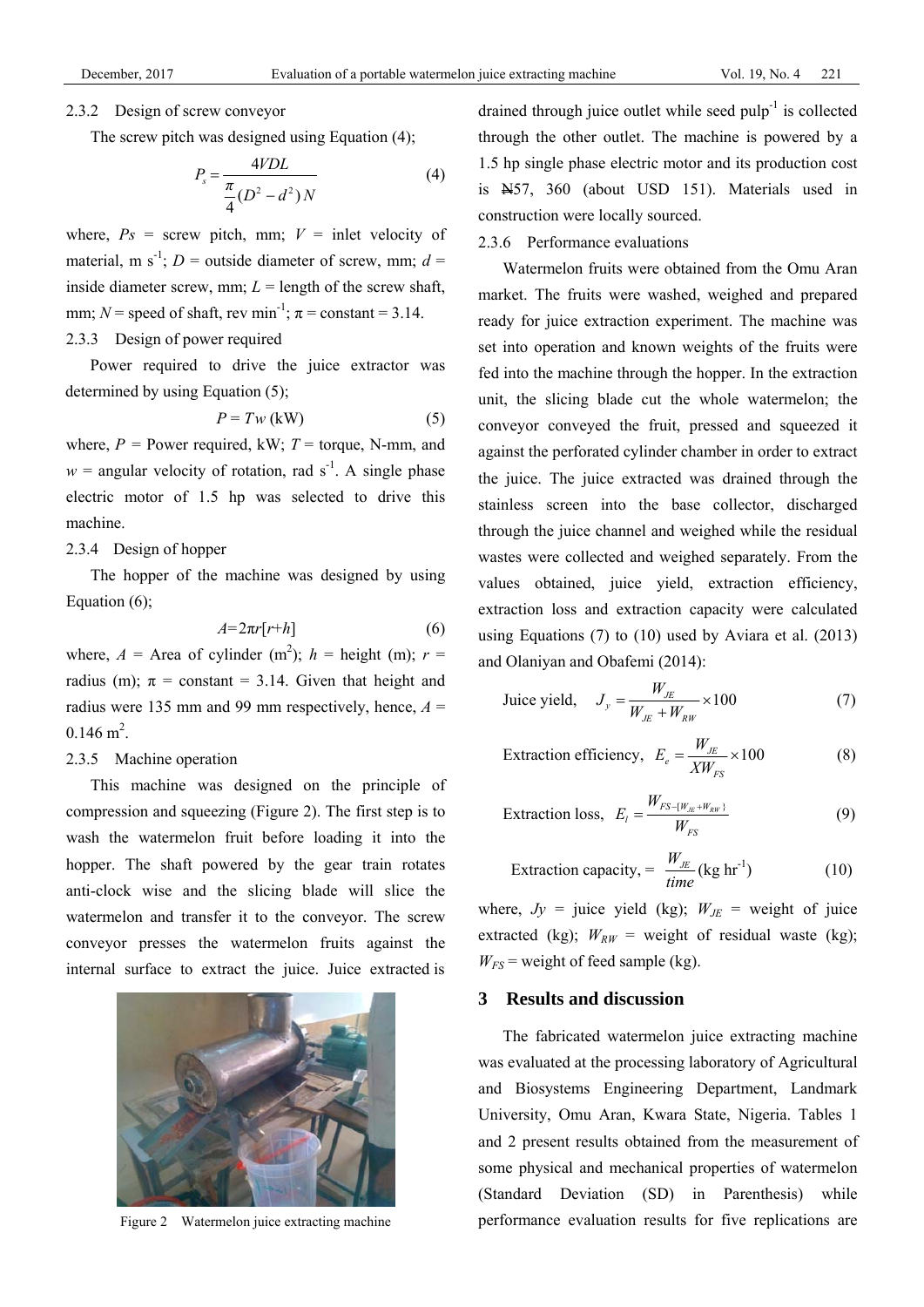### 2.3.2 Design of screw conveyor

The screw pitch was designed using Equation (4);

$$P_s = \frac{4VDL}{\frac{\pi}{4}(D^2 - d^2)N} \tag{4}$$

where, $P_s$ = screw pitch, mm; $V$ = inlet velocity of material, m s$^{-1}$; $D$ = outside diameter of screw, mm; $d$ = inside diameter screw, mm; $L$ = length of the screw shaft, mm; $N$ = speed of shaft, rev min$^{-1}$; $\pi$ = constant = 3.14.

### 2.3.3 Design of power required

Power required to drive the juice extractor was determined by using Equation (5);

$$P = Tw \text{ (kW)} \tag{5}$$

where, $P$ = Power required, kW; $T$ = torque, N-mm, and $w$ = angular velocity of rotation, rad s$^{-1}$. A single phase electric motor of 1.5 hp was selected to drive this machine.

### 2.3.4 Design of hopper

The hopper of the machine was designed by using Equation (6);

$$A = 2\pi r[r+h] \tag{6}$$

where, $A$ = Area of cylinder (m$^2$); $h$ = height (m); $r$ = radius (m); $\pi$ = constant = 3.14. Given that height and radius were 135 mm and 99 mm respectively, hence, $A$ = 0.146 m$^2$.

### 2.3.5 Machine operation

This machine was designed on the principle of compression and squeezing (Figure 2). The first step is to wash the watermelon fruit before loading it into the hopper. The shaft powered by the gear train rotates anti-clock wise and the slicing blade will slice the watermelon and transfer it to the conveyor. The screw conveyor presses the watermelon fruits against the internal surface to extract the juice. Juice extracted is drained through juice outlet while seed pulp[-1] is collected through the other outlet. The machine is powered by a 1.5 hp single phase electric motor and its production cost is ₦57, 360 (about USD 151). Materials used in construction were locally sourced.

Figure 2 Watermelon juice extracting machine

### 2.3.6 Performance evaluations

Watermelon fruits were obtained from the Omu Aran market. The fruits were washed, weighed and prepared ready for juice extraction experiment. The machine was set into operation and known weights of the fruits were fed into the machine through the hopper. In the extraction unit, the slicing blade cut the whole watermelon; the conveyor conveyed the fruit, pressed and squeezed it against the perforated cylinder chamber in order to extract the juice. The juice extracted was drained through the stainless screen into the base collector, discharged through the juice channel and weighed while the residual wastes were collected and weighed separately. From the values obtained, juice yield, extraction efficiency, extraction loss and extraction capacity were calculated using Equations (7) to (10) used by Aviara et al. (2013) and Olaniyan and Obafemi (2014):

$$\text{Juice yield,} \quad J_y = \frac{W_{JE}}{W_{JE} + W_{RW}} \times 100 \tag{7}$$

$$\text{Extraction efficiency,} \quad E_e = \frac{W_{JE}}{XW_{FS}} \times 100 \tag{8}$$

$$\text{Extraction loss,} \quad E_l = \frac{W_{FS-\{W_{JE}+W_{RW}\}}}{W_{FS}} \tag{9}$$

$$\text{Extraction capacity,} = \frac{W_{JE}}{time} \text{ (kg hr}^{-1}\text{)} \tag{10}$$

where, $J_y$ = juice yield (kg); $W_{JE}$ = weight of juice extracted (kg); $W_{RW}$ = weight of residual waste (kg); $W_{FS}$ = weight of feed sample (kg).

## 3 Results and discussion

The fabricated watermelon juice extracting machine was evaluated at the processing laboratory of Agricultural and Biosystems Engineering Department, Landmark University, Omu Aran, Kwara State, Nigeria. Tables 1 and 2 present results obtained from the measurement of some physical and mechanical properties of watermelon (Standard Deviation (SD) in Parenthesis) while performance evaluation results for five replications are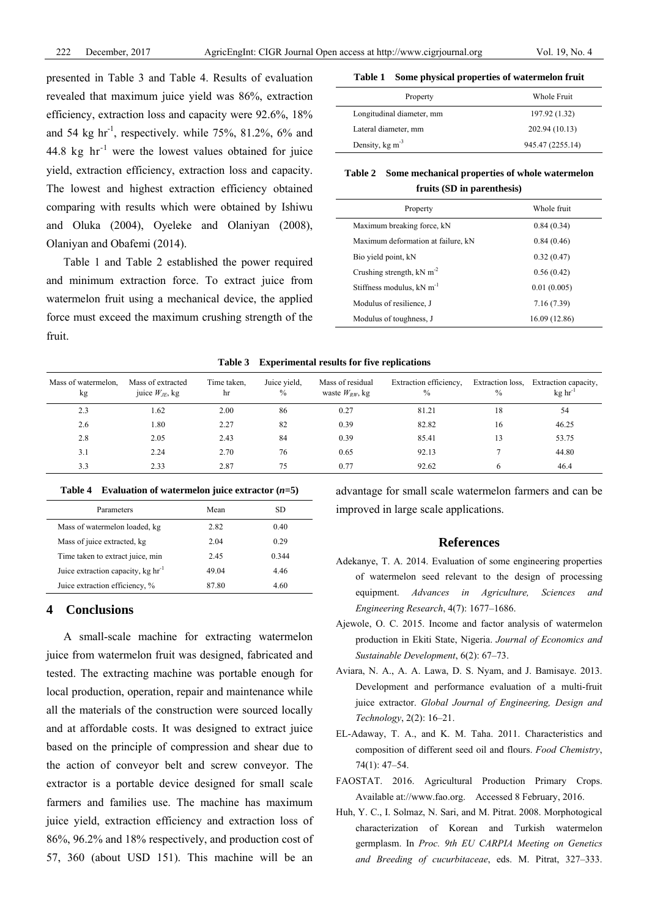presented in Table 3 and Table 4. Results of evaluation revealed that maximum juice yield was 86%, extraction efficiency, extraction loss and capacity were 92.6%, 18% and 54 kg $hr^{-1}$, respectively. while 75%, 81.2%, 6% and 44.8 kg $hr^{-1}$ were the lowest values obtained for juice yield, extraction efficiency, extraction loss and capacity. The lowest and highest extraction efficiency obtained comparing with results which were obtained by Ishiwu and Oluka (2004), Oyeleke and Olaniyan (2008), Olaniyan and Obafemi (2014).

Table 1 and Table 2 established the power required and minimum extraction force. To extract juice from watermelon fruit using a mechanical device, the applied force must exceed the maximum crushing strength of the fruit.

**Table 1 Some physical properties of watermelon fruit**

| Property | Whole Fruit |
|---|---|
| Longitudinal diameter, mm | 197.92 (1.32) |
| Lateral diameter, mm | 202.94 (10.13) |
| Density, kg $m^{-3}$ | 945.47 (2255.14) |

**Table 2 Some mechanical properties of whole watermelon fruits (SD in parenthesis)**

| Property | Whole fruit |
|---|---|
| Maximum breaking force, kN | 0.84 (0.34) |
| Maximum deformation at failure, kN | 0.84 (0.46) |
| Bio yield point, kN | 0.32 (0.47) |
| Crushing strength, kN $m^{-2}$ | 0.56 (0.42) |
| Stiffness modulus, kN $m^{-1}$ | 0.01 (0.005) |
| Modulus of resilience, J | 7.16 (7.39) |
| Modulus of toughness, J | 16.09 (12.86) |

**Table 3 Experimental results for five replications**

| Mass of watermelon, kg | Mass of extracted juice $W_{JE}$, kg | Time taken, hr | Juice yield, % | Mass of residual waste $W_{RW}$, kg | Extraction efficiency, % | Extraction loss, % | Extraction capacity, kg $hr^{-1}$ |
|---|---|---|---|---|---|---|---|
| 2.3 | 1.62 | 2.00 | 86 | 0.27 | 81.21 | 18 | 54 |
| 2.6 | 1.80 | 2.27 | 82 | 0.39 | 82.82 | 16 | 46.25 |
| 2.8 | 2.05 | 2.43 | 84 | 0.39 | 85.41 | 13 | 53.75 |
| 3.1 | 2.24 | 2.70 | 76 | 0.65 | 92.13 | 7 | 44.80 |
| 3.3 | 2.33 | 2.87 | 75 | 0.77 | 92.62 | 6 | 46.4 |

**Table 4 Evaluation of watermelon juice extractor (*n*=5)**

| Parameters | Mean | SD |
|---|---|---|
| Mass of watermelon loaded, kg | 2.82 | 0.40 |
| Mass of juice extracted, kg | 2.04 | 0.29 |
| Time taken to extract juice, min | 2.45 | 0.344 |
| Juice extraction capacity, kg $hr^{-1}$ | 49.04 | 4.46 |
| Juice extraction efficiency, % | 87.80 | 4.60 |

## 4 Conclusions

A small-scale machine for extracting watermelon juice from watermelon fruit was designed, fabricated and tested. The extracting machine was portable enough for local production, operation, repair and maintenance while all the materials of the construction were sourced locally and at affordable costs. It was designed to extract juice based on the principle of compression and shear due to the action of conveyor belt and screw conveyor. The extractor is a portable device designed for small scale farmers and families use. The machine has maximum juice yield, extraction efficiency and extraction loss of 86%, 96.2% and 18% respectively, and production cost of 57, 360 (about USD 151). This machine will be an advantage for small scale watermelon farmers and can be improved in large scale applications.

## References

Adekanye, T. A. 2014. Evaluation of some engineering properties of watermelon seed relevant to the design of processing equipment. *Advances in Agriculture, Sciences and Engineering Research*, 4(7): 1677–1686.

Ajewole, O. C. 2015. Income and factor analysis of watermelon production in Ekiti State, Nigeria. *Journal of Economics and Sustainable Development*, 6(2): 67–73.

Aviara, N. A., A. A. Lawa, D. S. Nyam, and J. Bamisaye. 2013. Development and performance evaluation of a multi-fruit juice extractor. *Global Journal of Engineering, Design and Technology*, 2(2): 16–21.

EL-Adaway, T. A., and K. M. Taha. 2011. Characteristics and composition of different seed oil and flours. *Food Chemistry*, 74(1): 47–54.

FAOSTAT. 2016. Agricultural Production Primary Crops. Available at://www.fao.org. Accessed 8 February, 2016.

Huh, Y. C., I. Solmaz, N. Sari, and M. Pitrat. 2008. Morphotogical characterization of Korean and Turkish watermelon germplasm. In *Proc. 9th EU CARPIA Meeting on Genetics and Breeding of cucurbitaceae*, eds. M. Pitrat, 327–333.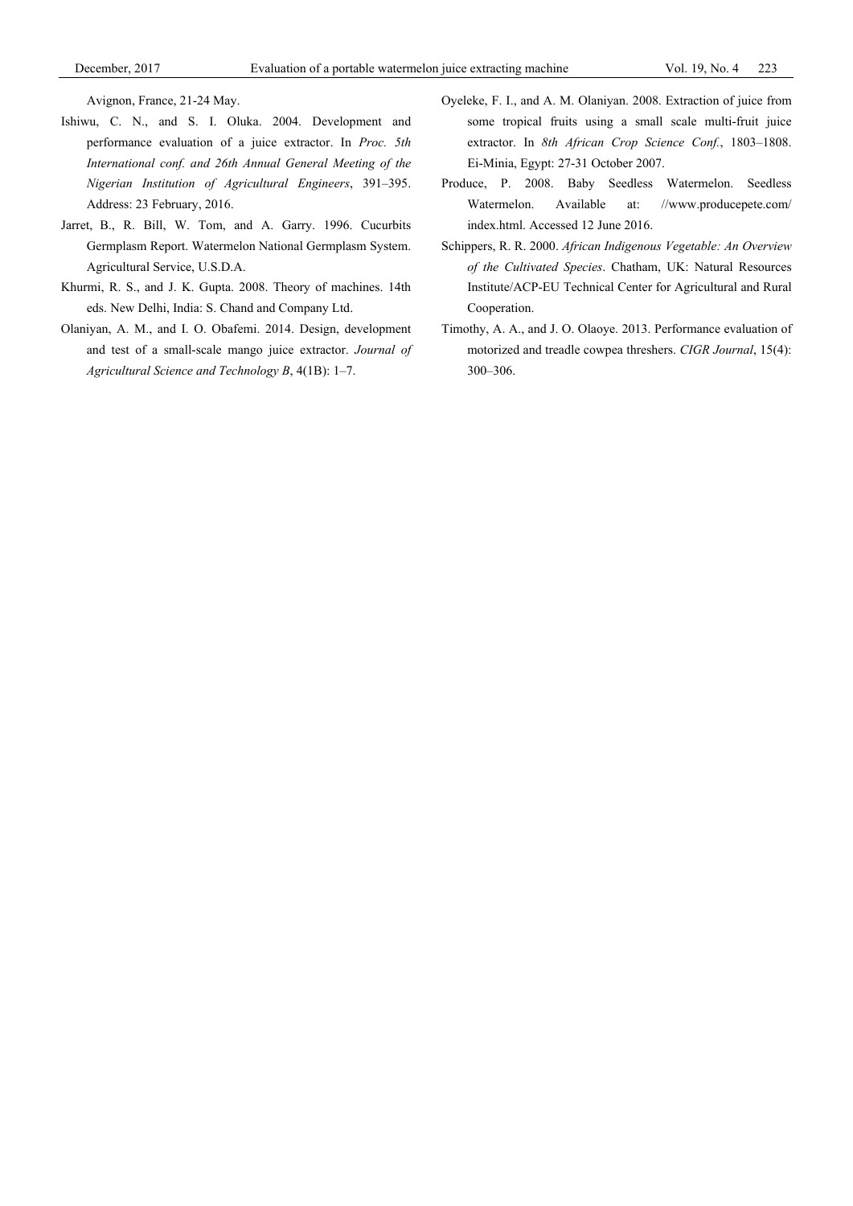Avignon, France, 21-24 May.

Ishiwu, C. N., and S. I. Oluka. 2004. Development and performance evaluation of a juice extractor. In *Proc. 5th International conf. and 26th Annual General Meeting of the Nigerian Institution of Agricultural Engineers*, 391–395. Address: 23 February, 2016.

Jarret, B., R. Bill, W. Tom, and A. Garry. 1996. Cucurbits Germplasm Report. Watermelon National Germplasm System. Agricultural Service, U.S.D.A.

Khurmi, R. S., and J. K. Gupta. 2008. Theory of machines. 14th eds. New Delhi, India: S. Chand and Company Ltd.

Olaniyan, A. M., and I. O. Obafemi. 2014. Design, development and test of a small-scale mango juice extractor. *Journal of Agricultural Science and Technology B*, 4(1B): 1–7.

Oyeleke, F. I., and A. M. Olaniyan. 2008. Extraction of juice from some tropical fruits using a small scale multi-fruit juice extractor. In *8th African Crop Science Conf.*, 1803–1808. Ei-Minia, Egypt: 27-31 October 2007.

Produce, P. 2008. Baby Seedless Watermelon. Seedless Watermelon. Available at: //www.producepete.com/index.html. Accessed 12 June 2016.

Schippers, R. R. 2000. *African Indigenous Vegetable: An Overview of the Cultivated Species*. Chatham, UK: Natural Resources Institute/ACP-EU Technical Center for Agricultural and Rural Cooperation.

Timothy, A. A., and J. O. Olaoye. 2013. Performance evaluation of motorized and treadle cowpea threshers. *CIGR Journal*, 15(4): 300–306.